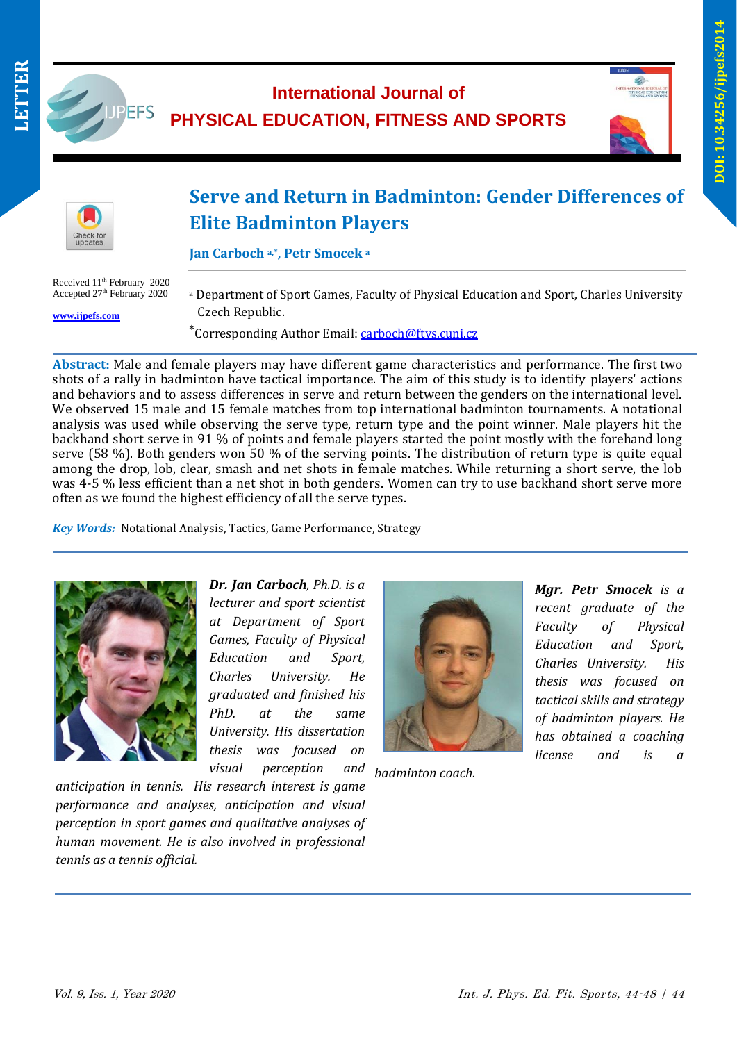LETTER

DOI: 10.34256/ijpefs2014

International Journal of
PHYSICAL EDUCATION, FITNESS AND SPORTS

# Serve and Return in Badminton: Gender Differences of Elite Badminton Players

**Jan Carboch [a,*], Petr Smocek [a]**

Received 11th February 2020
Accepted 27th February 2020

www.ijpefs.com

[a] Department of Sport Games, Faculty of Physical Education and Sport, Charles University Czech Republic.

*Corresponding Author Email: carboch@ftvs.cuni.cz

**Abstract:** Male and female players may have different game characteristics and performance. The first two shots of a rally in badminton have tactical importance. The aim of this study is to identify players' actions and behaviors and to assess differences in serve and return between the genders on the international level. We observed 15 male and 15 female matches from top international badminton tournaments. A notational analysis was used while observing the serve type, return type and the point winner. Male players hit the backhand short serve in 91 % of points and female players started the point mostly with the forehand long serve (58 %). Both genders won 50 % of the serving points. The distribution of return type is quite equal among the drop, lob, clear, smash and net shots in female matches. While returning a short serve, the lob was 4-5 % less efficient than a net shot in both genders. Women can try to use backhand short serve more often as we found the highest efficiency of all the serve types.

***Key Words:*** Notational Analysis, Tactics, Game Performance, Strategy

***Dr. Jan Carboch**, Ph.D. is a lecturer and sport scientist at Department of Sport Games, Faculty of Physical Education and Sport, Charles University. He graduated and finished his PhD. at the same University. His dissertation thesis was focused on visual perception and anticipation in tennis. His research interest is game performance and analyses, anticipation and visual perception in sport games and qualitative analyses of human movement. He is also involved in professional tennis as a tennis official.*

***Mgr. Petr Smocek** is a recent graduate of the Faculty of Physical Education and Sport, Charles University. His thesis was focused on tactical skills and strategy of badminton players. He has obtained a coaching license and is a badminton coach.*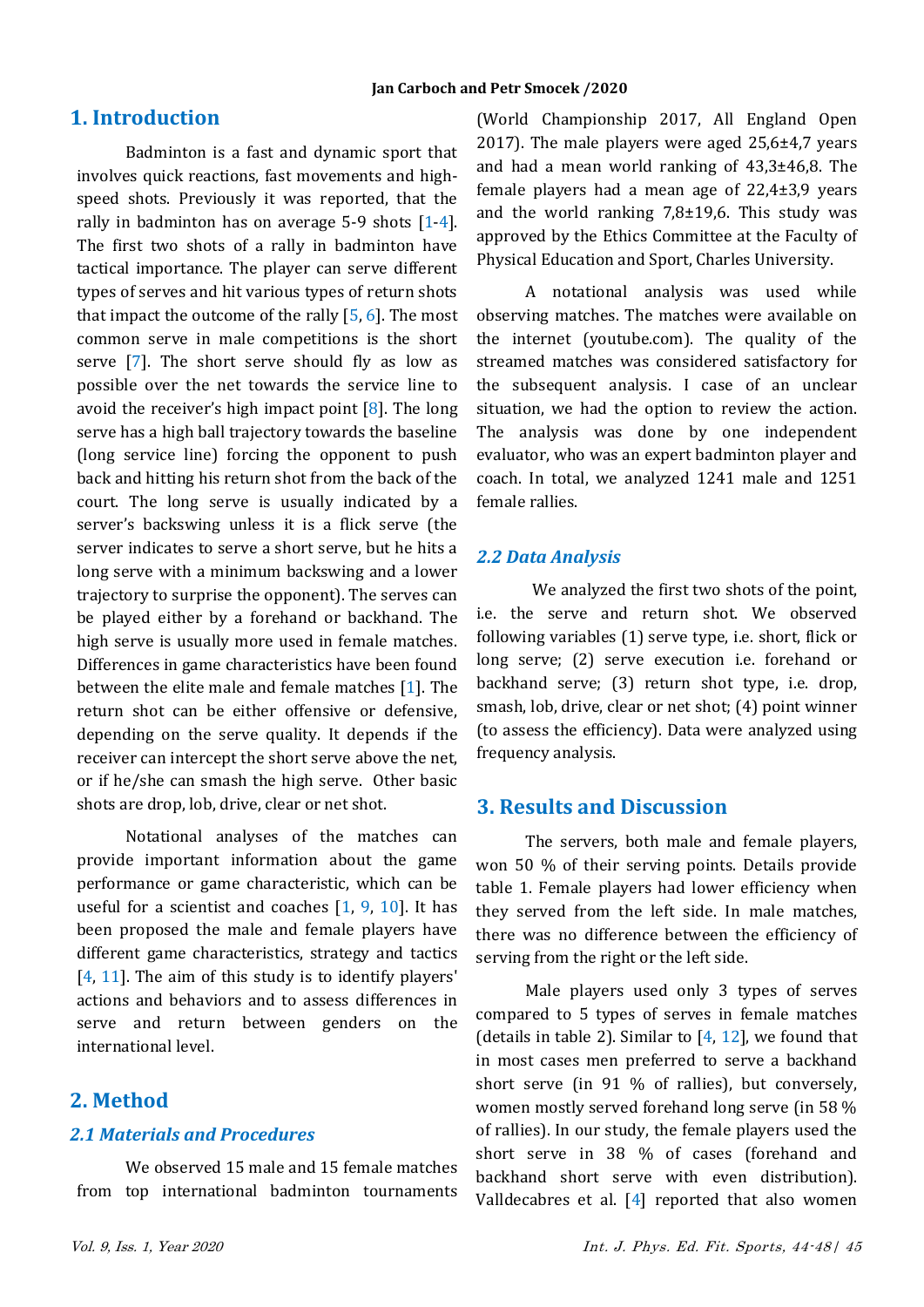## 1. Introduction

Badminton is a fast and dynamic sport that involves quick reactions, fast movements and high-speed shots. Previously it was reported, that the rally in badminton has on average 5-9 shots [1-4]. The first two shots of a rally in badminton have tactical importance. The player can serve different types of serves and hit various types of return shots that impact the outcome of the rally [5, 6]. The most common serve in male competitions is the short serve [7]. The short serve should fly as low as possible over the net towards the service line to avoid the receiver's high impact point [8]. The long serve has a high ball trajectory towards the baseline (long service line) forcing the opponent to push back and hitting his return shot from the back of the court. The long serve is usually indicated by a server's backswing unless it is a flick serve (the server indicates to serve a short serve, but he hits a long serve with a minimum backswing and a lower trajectory to surprise the opponent). The serves can be played either by a forehand or backhand. The high serve is usually more used in female matches. Differences in game characteristics have been found between the elite male and female matches [1]. The return shot can be either offensive or defensive, depending on the serve quality. It depends if the receiver can intercept the short serve above the net, or if he/she can smash the high serve. Other basic shots are drop, lob, drive, clear or net shot.

Notational analyses of the matches can provide important information about the game performance or game characteristic, which can be useful for a scientist and coaches [1, 9, 10]. It has been proposed the male and female players have different game characteristics, strategy and tactics [4, 11]. The aim of this study is to identify players' actions and behaviors and to assess differences in serve and return between genders on the international level.

## 2. Method

### 2.1 Materials and Procedures

We observed 15 male and 15 female matches from top international badminton tournaments (World Championship 2017, All England Open 2017). The male players were aged 25,6±4,7 years and had a mean world ranking of 43,3±46,8. The female players had a mean age of 22,4±3,9 years and the world ranking 7,8±19,6. This study was approved by the Ethics Committee at the Faculty of Physical Education and Sport, Charles University.

A notational analysis was used while observing matches. The matches were available on the internet (youtube.com). The quality of the streamed matches was considered satisfactory for the subsequent analysis. I case of an unclear situation, we had the option to review the action. The analysis was done by one independent evaluator, who was an expert badminton player and coach. In total, we analyzed 1241 male and 1251 female rallies.

### 2.2 Data Analysis

We analyzed the first two shots of the point, i.e. the serve and return shot. We observed following variables (1) serve type, i.e. short, flick or long serve; (2) serve execution i.e. forehand or backhand serve; (3) return shot type, i.e. drop, smash, lob, drive, clear or net shot; (4) point winner (to assess the efficiency). Data were analyzed using frequency analysis.

## 3. Results and Discussion

The servers, both male and female players, won 50 % of their serving points. Details provide table 1. Female players had lower efficiency when they served from the left side. In male matches, there was no difference between the efficiency of serving from the right or the left side.

Male players used only 3 types of serves compared to 5 types of serves in female matches (details in table 2). Similar to [4, 12], we found that in most cases men preferred to serve a backhand short serve (in 91 % of rallies), but conversely, women mostly served forehand long serve (in 58 % of rallies). In our study, the female players used the short serve in 38 % of cases (forehand and backhand short serve with even distribution). Valldecabres et al. [4] reported that also women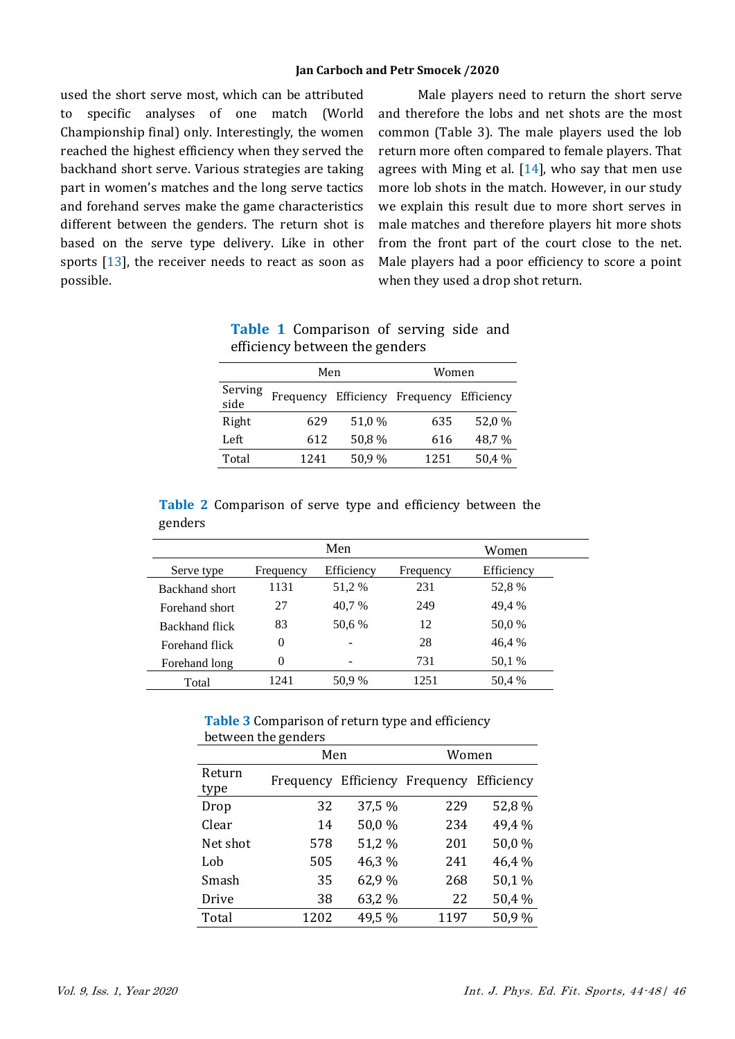used the short serve most, which can be attributed to specific analyses of one match (World Championship final) only. Interestingly, the women reached the highest efficiency when they served the backhand short serve. Various strategies are taking part in women's matches and the long serve tactics and forehand serves make the game characteristics different between the genders. The return shot is based on the serve type delivery. Like in other sports [13], the receiver needs to react as soon as possible.

Male players need to return the short serve and therefore the lobs and net shots are the most common (Table 3). The male players used the lob return more often compared to female players. That agrees with Ming et al. [14], who say that men use more lob shots in the match. However, in our study we explain this result due to more short serves in male matches and therefore players hit more shots from the front part of the court close to the net. Male players had a poor efficiency to score a point when they used a drop shot return.

**Table 1** Comparison of serving side and efficiency between the genders

| | Men | | Women | |
|---|---|---|---|---|
| Serving side | Frequency | Efficiency | Frequency | Efficiency |
| Right | 629 | 51,0 % | 635 | 52,0 % |
| Left | 612 | 50,8 % | 616 | 48,7 % |
| Total | 1241 | 50,9 % | 1251 | 50,4 % |

**Table 2** Comparison of serve type and efficiency between the genders

| | Men | | Women | |
|---|---|---|---|---|
| Serve type | Frequency | Efficiency | Frequency | Efficiency |
| Backhand short | 1131 | 51,2 % | 231 | 52,8 % |
| Forehand short | 27 | 40,7 % | 249 | 49,4 % |
| Backhand flick | 83 | 50,6 % | 12 | 50,0 % |
| Forehand flick | 0 | - | 28 | 46,4 % |
| Forehand long | 0 | - | 731 | 50,1 % |
| Total | 1241 | 50,9 % | 1251 | 50,4 % |

**Table 3** Comparison of return type and efficiency between the genders

| | Men | | Women | |
|---|---|---|---|---|
| Return type | Frequency | Efficiency | Frequency | Efficiency |
| Drop | 32 | 37,5 % | 229 | 52,8 % |
| Clear | 14 | 50,0 % | 234 | 49,4 % |
| Net shot | 578 | 51,2 % | 201 | 50,0 % |
| Lob | 505 | 46,3 % | 241 | 46,4 % |
| Smash | 35 | 62,9 % | 268 | 50,1 % |
| Drive | 38 | 63,2 % | 22 | 50,4 % |
| Total | 1202 | 49,5 % | 1197 | 50,9 % |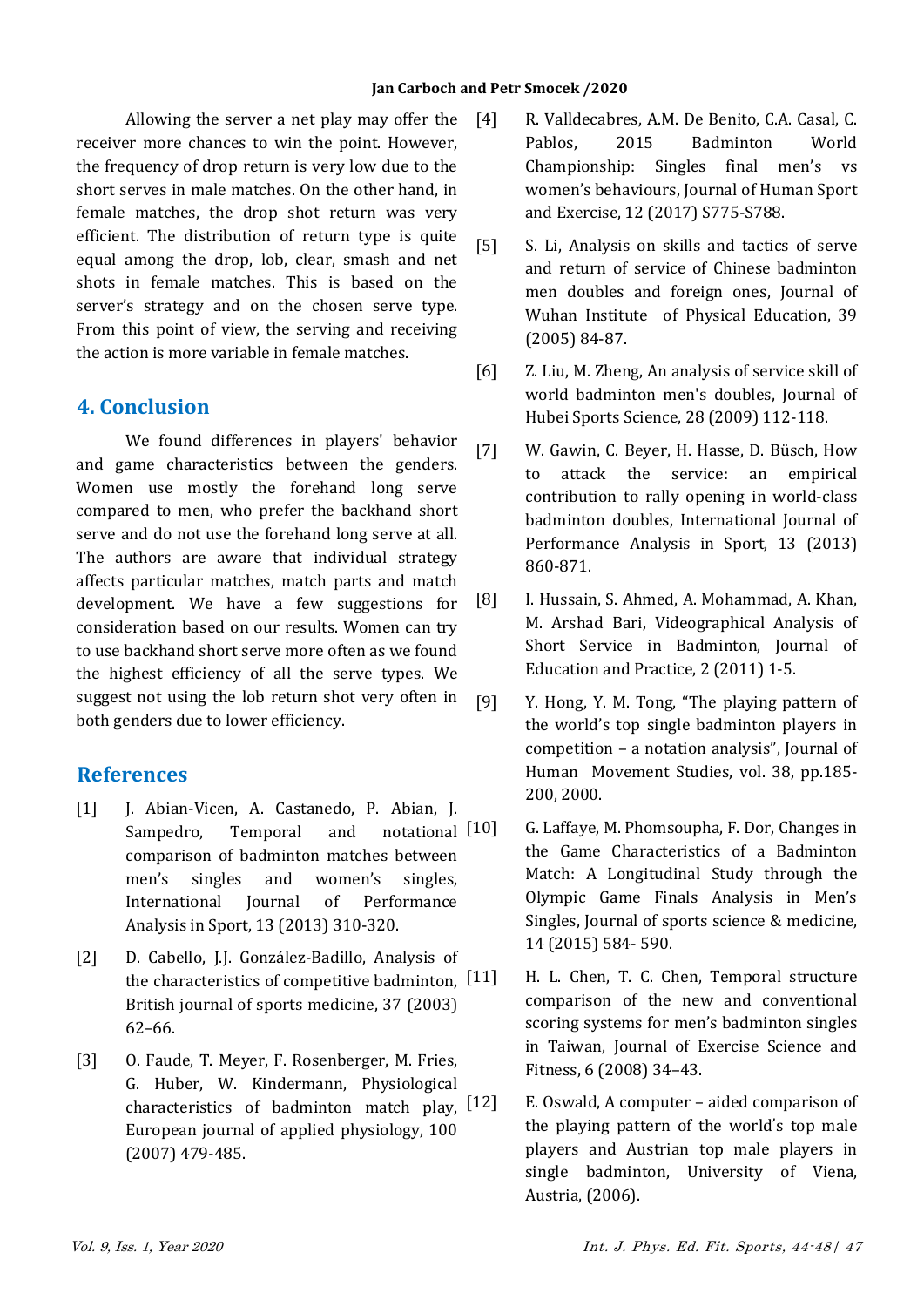Allowing the server a net play may offer the receiver more chances to win the point. However, the frequency of drop return is very low due to the short serves in male matches. On the other hand, in female matches, the drop shot return was very efficient. The distribution of return type is quite equal among the drop, lob, clear, smash and net shots in female matches. This is based on the server's strategy and on the chosen serve type. From this point of view, the serving and receiving the action is more variable in female matches.

## 4. Conclusion

We found differences in players' behavior and game characteristics between the genders. Women use mostly the forehand long serve compared to men, who prefer the backhand short serve and do not use the forehand long serve at all. The authors are aware that individual strategy affects particular matches, match parts and match development. We have a few suggestions for consideration based on our results. Women can try to use backhand short serve more often as we found the highest efficiency of all the serve types. We suggest not using the lob return shot very often in both genders due to lower efficiency.

## References

[1] J. Abian-Vicen, A. Castanedo, P. Abian, J. Sampedro, Temporal and notational comparison of badminton matches between men's singles and women's singles, International Journal of Performance Analysis in Sport, 13 (2013) 310-320.

[2] D. Cabello, J.J. González-Badillo, Analysis of the characteristics of competitive badminton, British journal of sports medicine, 37 (2003) 62–66.

[3] O. Faude, T. Meyer, F. Rosenberger, M. Fries, G. Huber, W. Kindermann, Physiological characteristics of badminton match play, European journal of applied physiology, 100 (2007) 479-485.

[4] R. Valldecabres, A.M. De Benito, C.A. Casal, C. Pablos, 2015 Badminton World Championship: Singles final men's vs women's behaviours, Journal of Human Sport and Exercise, 12 (2017) S775-S788.

[5] S. Li, Analysis on skills and tactics of serve and return of service of Chinese badminton men doubles and foreign ones, Journal of Wuhan Institute of Physical Education, 39 (2005) 84-87.

[6] Z. Liu, M. Zheng, An analysis of service skill of world badminton men's doubles, Journal of Hubei Sports Science, 28 (2009) 112-118.

[7] W. Gawin, C. Beyer, H. Hasse, D. Büsch, How to attack the service: an empirical contribution to rally opening in world-class badminton doubles, International Journal of Performance Analysis in Sport, 13 (2013) 860-871.

[8] I. Hussain, S. Ahmed, A. Mohammad, A. Khan, M. Arshad Bari, Videographical Analysis of Short Service in Badminton, Journal of Education and Practice, 2 (2011) 1-5.

[9] Y. Hong, Y. M. Tong, "The playing pattern of the world's top single badminton players in competition – a notation analysis", Journal of Human Movement Studies, vol. 38, pp.185-200, 2000.

[10] G. Laffaye, M. Phomsoupha, F. Dor, Changes in the Game Characteristics of a Badminton Match: A Longitudinal Study through the Olympic Game Finals Analysis in Men's Singles, Journal of sports science & medicine, 14 (2015) 584- 590.

[11] H. L. Chen, T. C. Chen, Temporal structure comparison of the new and conventional scoring systems for men's badminton singles in Taiwan, Journal of Exercise Science and Fitness, 6 (2008) 34–43.

[12] E. Oswald, A computer – aided comparison of the playing pattern of the world's top male players and Austrian top male players in single badminton, University of Viena, Austria, (2006).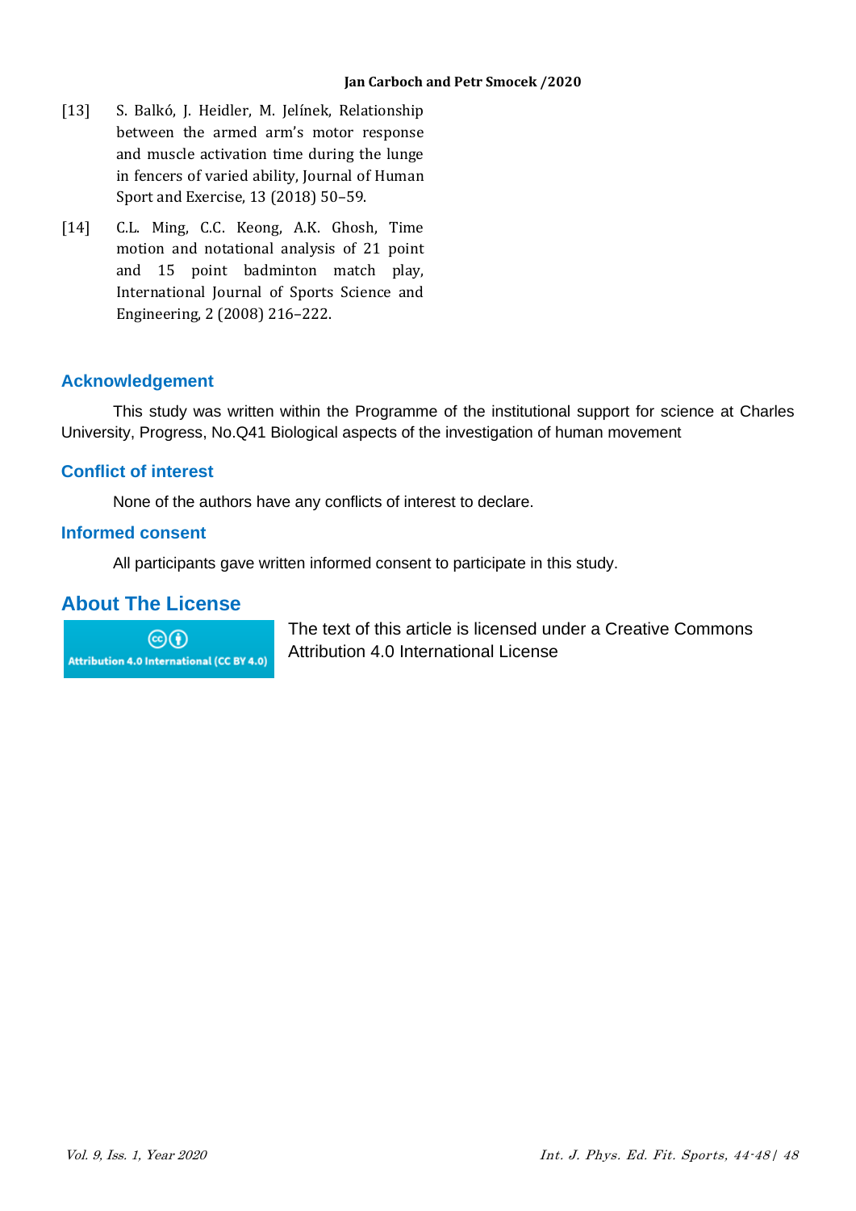[13] S. Balkó, J. Heidler, M. Jelínek, Relationship between the armed arm's motor response and muscle activation time during the lunge in fencers of varied ability, Journal of Human Sport and Exercise, 13 (2018) 50–59.

[14] C.L. Ming, C.C. Keong, A.K. Ghosh, Time motion and notational analysis of 21 point and 15 point badminton match play, International Journal of Sports Science and Engineering, 2 (2008) 216–222.

## Acknowledgement

This study was written within the Programme of the institutional support for science at Charles University, Progress, No.Q41 Biological aspects of the investigation of human movement

## Conflict of interest

None of the authors have any conflicts of interest to declare.

## Informed consent

All participants gave written informed consent to participate in this study.

## About The License

Attribution 4.0 International (CC BY 4.0)

The text of this article is licensed under a Creative Commons Attribution 4.0 International License